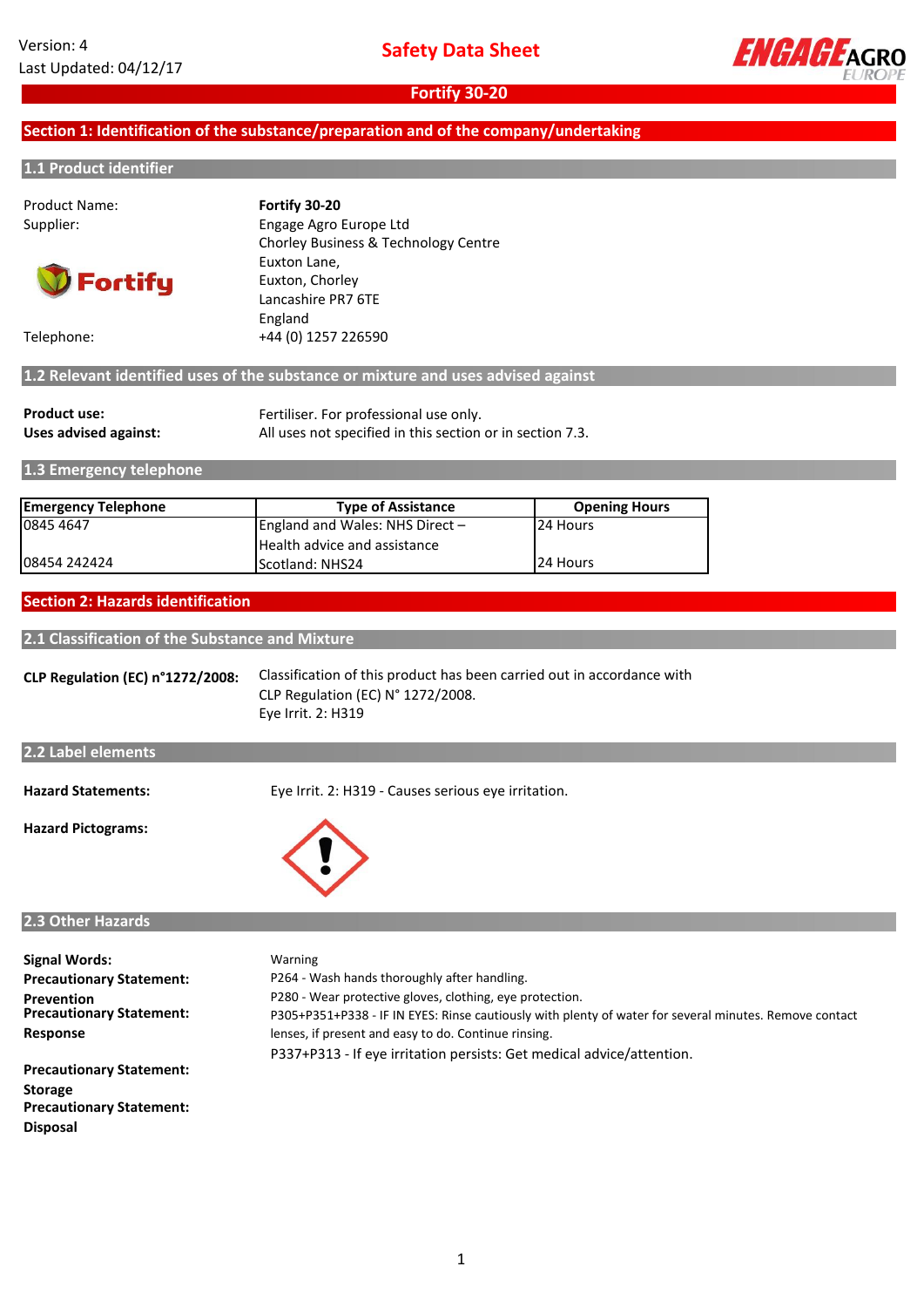Version: 4
Last Updated: 04/12/17

# Safety Data Sheet

## Fortify 30-20

## Section 1: Identification of the substance/preparation and of the company/undertaking

### 1.1 Product identifier

Product Name: **Fortify 30-20**

Supplier: Engage Agro Europe Ltd
Chorley Business & Technology Centre
Euxton Lane,
Euxton, Chorley
Lancashire PR7 6TE
England

Telephone: +44 (0) 1257 226590

### 1.2 Relevant identified uses of the substance or mixture and uses advised against

**Product use:** Fertiliser. For professional use only.

**Uses advised against:** All uses not specified in this section or in section 7.3.

### 1.3 Emergency telephone

| Emergency Telephone | Type of Assistance | Opening Hours |
|---|---|---|
| 0845 4647 | England and Wales: NHS Direct – Health advice and assistance | 24 Hours |
| 08454 242424 | Scotland: NHS24 | 24 Hours |

## Section 2: Hazards identification

### 2.1 Classification of the Substance and Mixture

**CLP Regulation (EC) n°1272/2008:** Classification of this product has been carried out in accordance with CLP Regulation (EC) N° 1272/2008.
Eye Irrit. 2: H319

### 2.2 Label elements

**Hazard Statements:** Eye Irrit. 2: H319 - Causes serious eye irritation.

**Hazard Pictograms:**

### 2.3 Other Hazards

**Signal Words:** Warning

**Precautionary Statement: Prevention**
P264 - Wash hands thoroughly after handling.
P280 - Wear protective gloves, clothing, eye protection.

**Precautionary Statement: Response**
P305+P351+P338 - IF IN EYES: Rinse cautiously with plenty of water for several minutes. Remove contact lenses, if present and easy to do. Continue rinsing.
P337+P313 - If eye irritation persists: Get medical advice/attention.

**Precautionary Statement: Storage**

**Precautionary Statement: Disposal**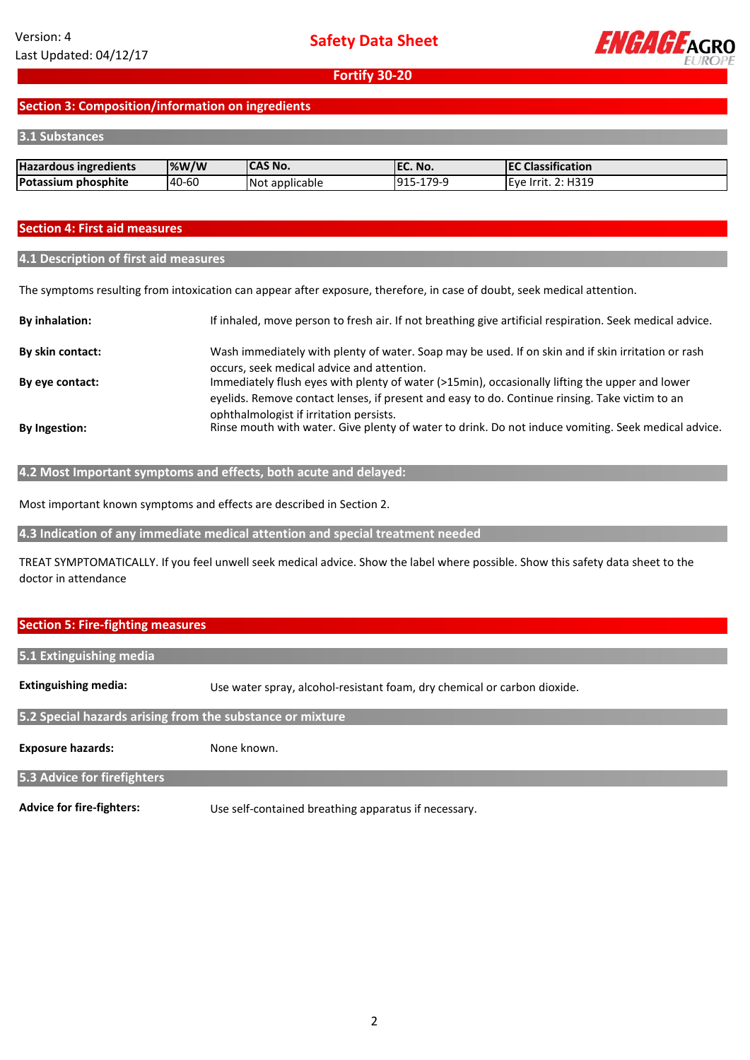## Section 3: Composition/information on ingredients

### 3.1 Substances

| Hazardous ingredients | %W/W | CAS No. | EC. No. | EC Classification |
|---|---|---|---|---|
| Potassium phosphite | 40-60 | Not applicable | 915-179-9 | Eye Irrit. 2: H319 |

## Section 4: First aid measures

### 4.1 Description of first aid measures

The symptoms resulting from intoxication can appear after exposure, therefore, in case of doubt, seek medical attention.

**By inhalation:** If inhaled, move person to fresh air. If not breathing give artificial respiration. Seek medical advice.

**By skin contact:** Wash immediately with plenty of water. Soap may be used. If on skin and if skin irritation or rash occurs, seek medical advice and attention.

**By eye contact:** Immediately flush eyes with plenty of water (>15min), occasionally lifting the upper and lower eyelids. Remove contact lenses, if present and easy to do. Continue rinsing. Take victim to an ophthalmologist if irritation persists.

**By Ingestion:** Rinse mouth with water. Give plenty of water to drink. Do not induce vomiting. Seek medical advice.

### 4.2 Most Important symptoms and effects, both acute and delayed:

Most important known symptoms and effects are described in Section 2.

### 4.3 Indication of any immediate medical attention and special treatment needed

TREAT SYMPTOMATICALLY. If you feel unwell seek medical advice. Show the label where possible. Show this safety data sheet to the doctor in attendance

## Section 5: Fire-fighting measures

### 5.1 Extinguishing media

**Extinguishing media:** Use water spray, alcohol-resistant foam, dry chemical or carbon dioxide.

### 5.2 Special hazards arising from the substance or mixture

**Exposure hazards:** None known.

### 5.3 Advice for firefighters

**Advice for fire-fighters:** Use self-contained breathing apparatus if necessary.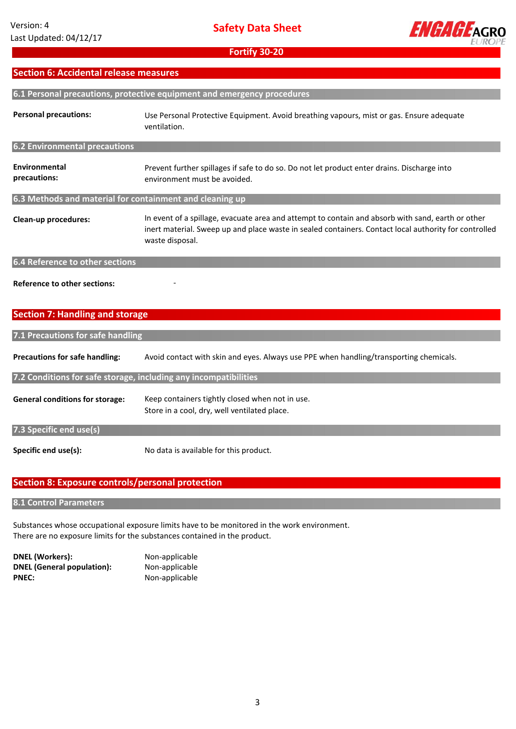## Section 6: Accidental release measures

### 6.1 Personal precautions, protective equipment and emergency procedures

| | |
|---|---|
| **Personal precautions:** | Use Personal Protective Equipment. Avoid breathing vapours, mist or gas. Ensure adequate ventilation. |

### 6.2 Environmental precautions

| | |
|---|---|
| **Environmental precautions:** | Prevent further spillages if safe to do so. Do not let product enter drains. Discharge into environment must be avoided. |

### 6.3 Methods and material for containment and cleaning up

| | |
|---|---|
| **Clean-up procedures:** | In event of a spillage, evacuate area and attempt to contain and absorb with sand, earth or other inert material. Sweep up and place waste in sealed containers. Contact local authority for controlled waste disposal. |

### 6.4 Reference to other sections

| | |
|---|---|
| **Reference to other sections:** | - |

## Section 7: Handling and storage

### 7.1 Precautions for safe handling

| | |
|---|---|
| **Precautions for safe handling:** | Avoid contact with skin and eyes. Always use PPE when handling/transporting chemicals. |

### 7.2 Conditions for safe storage, including any incompatibilities

| | |
|---|---|
| **General conditions for storage:** | Keep containers tightly closed when not in use.<br>Store in a cool, dry, well ventilated place. |

### 7.3 Specific end use(s)

| | |
|---|---|
| **Specific end use(s):** | No data is available for this product. |

## Section 8: Exposure controls/personal protection

### 8.1 Control Parameters

Substances whose occupational exposure limits have to be monitored in the work environment.
There are no exposure limits for the substances contained in the product.

| | |
|---|---|
| **DNEL (Workers):** | Non-applicable |
| **DNEL (General population):** | Non-applicable |
| **PNEC:** | Non-applicable |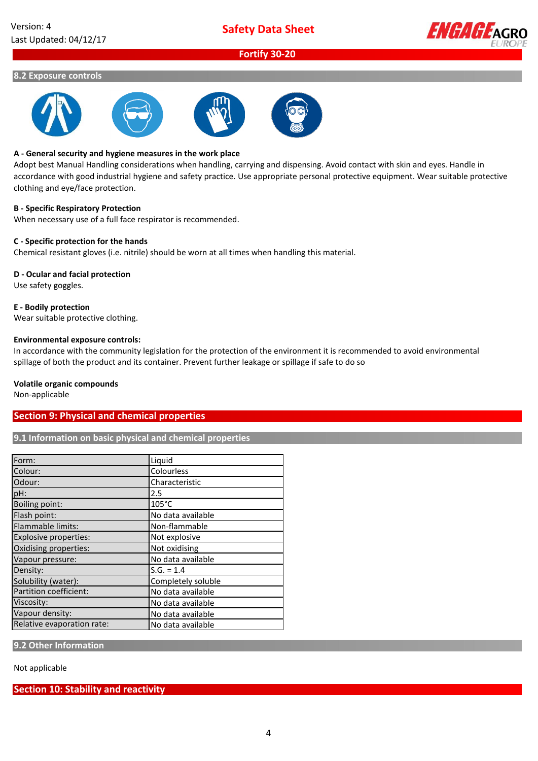## 8.2 Exposure controls

**A - General security and hygiene measures in the work place**

Adopt best Manual Handling considerations when handling, carrying and dispensing. Avoid contact with skin and eyes. Handle in accordance with good industrial hygiene and safety practice. Use appropriate personal protective equipment. Wear suitable protective clothing and eye/face protection.

**B - Specific Respiratory Protection**

When necessary use of a full face respirator is recommended.

**C - Specific protection for the hands**

Chemical resistant gloves (i.e. nitrile) should be worn at all times when handling this material.

**D - Ocular and facial protection**

Use safety goggles.

**E - Bodily protection**

Wear suitable protective clothing.

**Environmental exposure controls:**

In accordance with the community legislation for the protection of the environment it is recommended to avoid environmental spillage of both the product and its container. Prevent further leakage or spillage if safe to do so

**Volatile organic compounds**

Non-applicable

# Section 9: Physical and chemical properties

## 9.1 Information on basic physical and chemical properties

| Form: | Liquid |
|---|---|
| Colour: | Colourless |
| Odour: | Characteristic |
| pH: | 2.5 |
| Boiling point: | 105°C |
| Flash point: | No data available |
| Flammable limits: | Non-flammable |
| Explosive properties: | Not explosive |
| Oxidising properties: | Not oxidising |
| Vapour pressure: | No data available |
| Density: | S.G. = 1.4 |
| Solubility (water): | Completely soluble |
| Partition coefficient: | No data available |
| Viscosity: | No data available |
| Vapour density: | No data available |
| Relative evaporation rate: | No data available |

## 9.2 Other Information

Not applicable

# Section 10: Stability and reactivity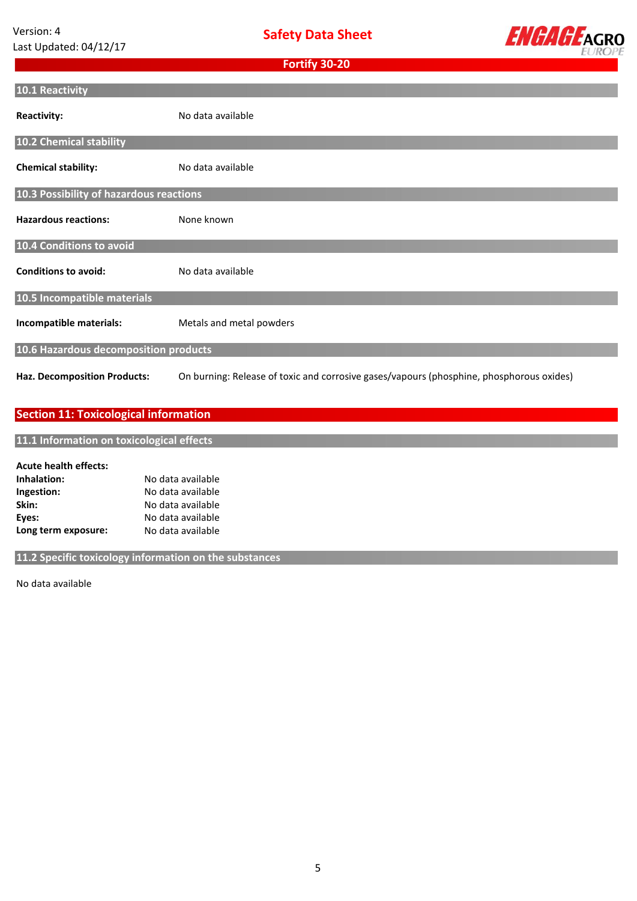### 10.1 Reactivity

**Reactivity:** No data available

### 10.2 Chemical stability

**Chemical stability:** No data available

### 10.3 Possibility of hazardous reactions

**Hazardous reactions:** None known

### 10.4 Conditions to avoid

**Conditions to avoid:** No data available

### 10.5 Incompatible materials

**Incompatible materials:** Metals and metal powders

### 10.6 Hazardous decomposition products

**Haz. Decomposition Products:** On burning: Release of toxic and corrosive gases/vapours (phosphine, phosphorous oxides)

## Section 11: Toxicological information

### 11.1 Information on toxicological effects

**Acute health effects:**

| | |
|---|---|
| **Inhalation:** | No data available |
| **Ingestion:** | No data available |
| **Skin:** | No data available |
| **Eyes:** | No data available |
| **Long term exposure:** | No data available |

### 11.2 Specific toxicology information on the substances

No data available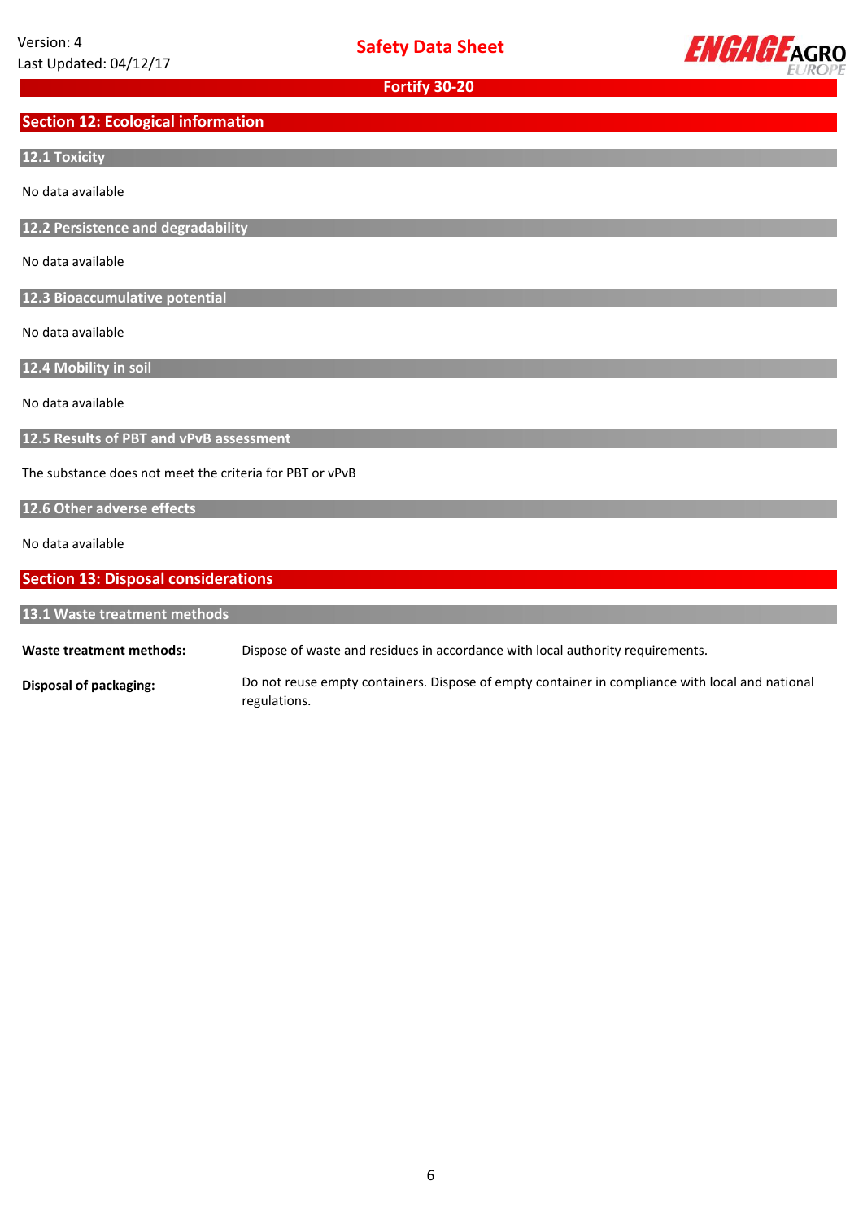## Section 12: Ecological information

### 12.1 Toxicity

No data available

### 12.2 Persistence and degradability

No data available

### 12.3 Bioaccumulative potential

No data available

### 12.4 Mobility in soil

No data available

### 12.5 Results of PBT and vPvB assessment

The substance does not meet the criteria for PBT or vPvB

### 12.6 Other adverse effects

No data available

## Section 13: Disposal considerations

### 13.1 Waste treatment methods

**Waste treatment methods:** Dispose of waste and residues in accordance with local authority requirements.

**Disposal of packaging:** Do not reuse empty containers. Dispose of empty container in compliance with local and national regulations.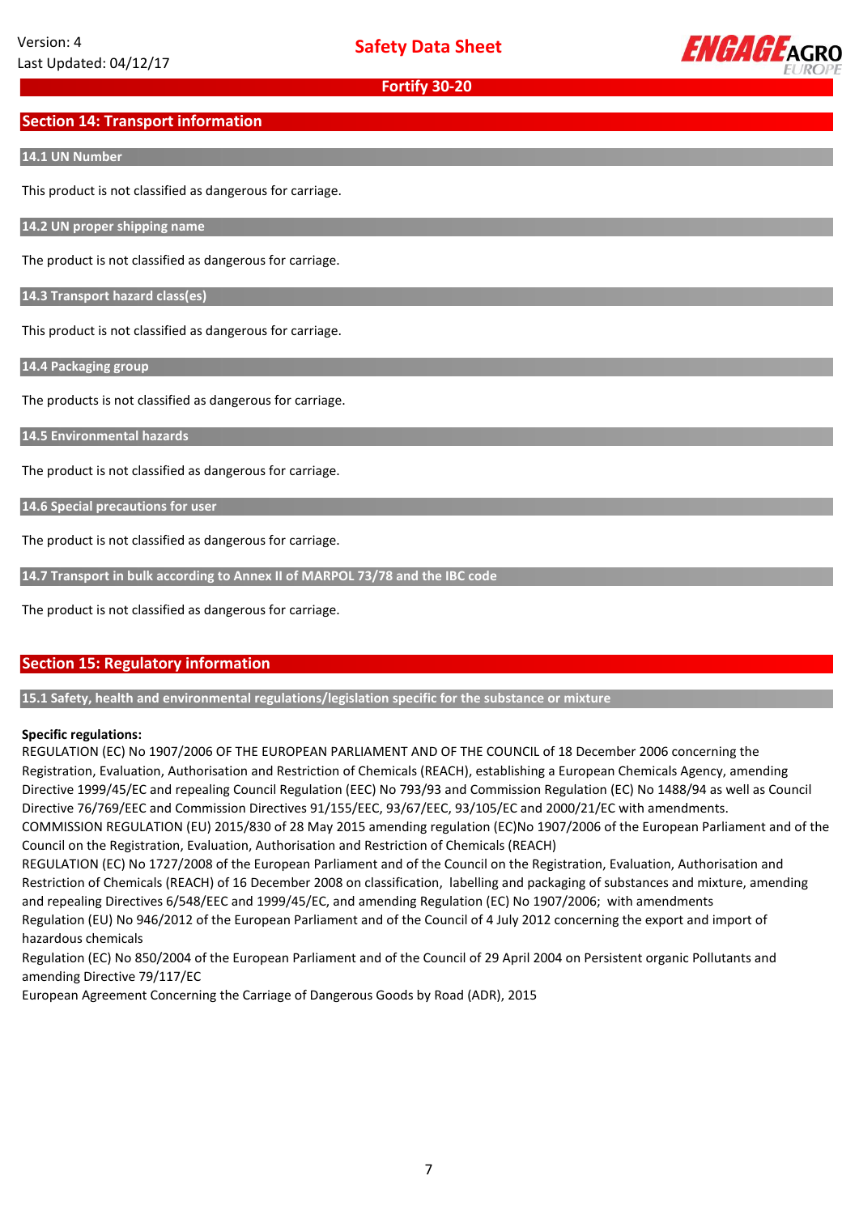## Section 14: Transport information

### 14.1 UN Number

This product is not classified as dangerous for carriage.

### 14.2 UN proper shipping name

The product is not classified as dangerous for carriage.

### 14.3 Transport hazard class(es)

This product is not classified as dangerous for carriage.

### 14.4 Packaging group

The products is not classified as dangerous for carriage.

### 14.5 Environmental hazards

The product is not classified as dangerous for carriage.

### 14.6 Special precautions for user

The product is not classified as dangerous for carriage.

### 14.7 Transport in bulk according to Annex II of MARPOL 73/78 and the IBC code

The product is not classified as dangerous for carriage.

## Section 15: Regulatory information

### 15.1 Safety, health and environmental regulations/legislation specific for the substance or mixture

**Specific regulations:**

REGULATION (EC) No 1907/2006 OF THE EUROPEAN PARLIAMENT AND OF THE COUNCIL of 18 December 2006 concerning the Registration, Evaluation, Authorisation and Restriction of Chemicals (REACH), establishing a European Chemicals Agency, amending Directive 1999/45/EC and repealing Council Regulation (EEC) No 793/93 and Commission Regulation (EC) No 1488/94 as well as Council Directive 76/769/EEC and Commission Directives 91/155/EEC, 93/67/EEC, 93/105/EC and 2000/21/EC with amendments.

COMMISSION REGULATION (EU) 2015/830 of 28 May 2015 amending regulation (EC)No 1907/2006 of the European Parliament and of the Council on the Registration, Evaluation, Authorisation and Restriction of Chemicals (REACH)

REGULATION (EC) No 1727/2008 of the European Parliament and of the Council on the Registration, Evaluation, Authorisation and Restriction of Chemicals (REACH) of 16 December 2008 on classification, labelling and packaging of substances and mixture, amending and repealing Directives 6/548/EEC and 1999/45/EC, and amending Regulation (EC) No 1907/2006; with amendments

Regulation (EU) No 946/2012 of the European Parliament and of the Council of 4 July 2012 concerning the export and import of hazardous chemicals

Regulation (EC) No 850/2004 of the European Parliament and of the Council of 29 April 2004 on Persistent organic Pollutants and amending Directive 79/117/EC

European Agreement Concerning the Carriage of Dangerous Goods by Road (ADR), 2015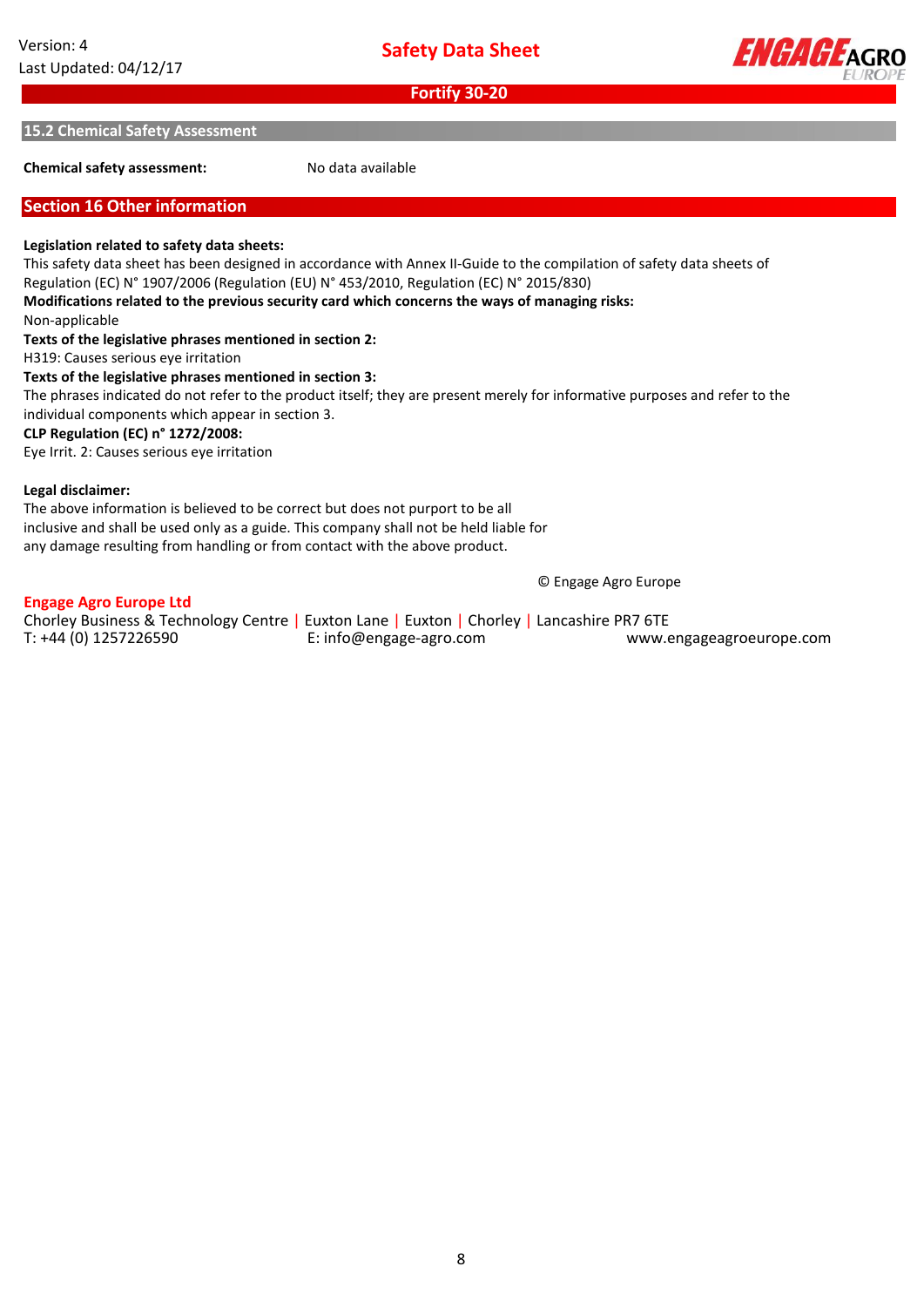## 15.2 Chemical Safety Assessment

**Chemical safety assessment:** No data available

## Section 16 Other information

**Legislation related to safety data sheets:**

This safety data sheet has been designed in accordance with Annex II-Guide to the compilation of safety data sheets of Regulation (EC) N° 1907/2006 (Regulation (EU) N° 453/2010, Regulation (EC) N° 2015/830)

**Modifications related to the previous security card which concerns the ways of managing risks:**

Non-applicable

**Texts of the legislative phrases mentioned in section 2:**

H319: Causes serious eye irritation

**Texts of the legislative phrases mentioned in section 3:**

The phrases indicated do not refer to the product itself; they are present merely for informative purposes and refer to the individual components which appear in section 3.

**CLP Regulation (EC) n° 1272/2008:**

Eye Irrit. 2: Causes serious eye irritation

**Legal disclaimer:**

The above information is believed to be correct but does not purport to be all inclusive and shall be used only as a guide. This company shall not be held liable for any damage resulting from handling or from contact with the above product.

© Engage Agro Europe

**Engage Agro Europe Ltd**

Chorley Business & Technology Centre | Euxton Lane | Euxton | Chorley | Lancashire PR7 6TE

T: +44 (0) 1257226590 E: info@engage-agro.com www.engageagroeurope.com